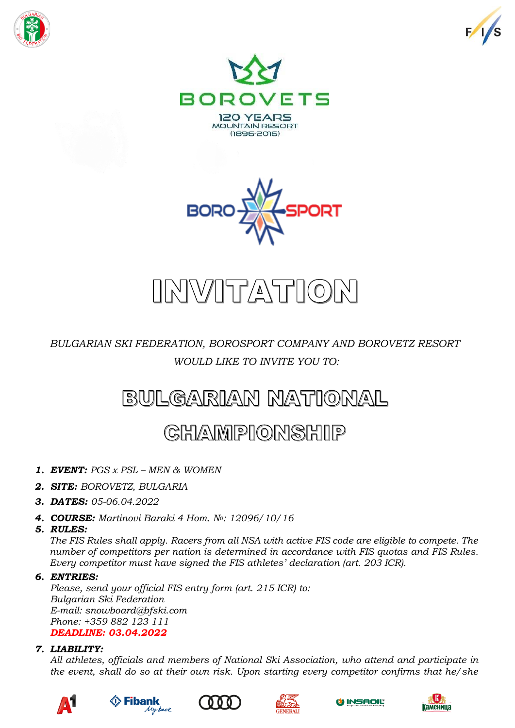BOROVETS

120 YEARS
MOUNTAIN RESORT
(1896-2016)

BORO SPORT

# INVITATION

*BULGARIAN SKI FEDERATION, BOROSPORT COMPANY AND BOROVETZ RESORT WOULD LIKE TO INVITE YOU TO:*

# BULGARIAN NATIONAL CHAMPIONSHIP

1. ***EVENT:*** *PGS x PSL – MEN & WOMEN*
2. ***SITE:*** *BOROVETZ, BULGARIA*
3. ***DATES:*** *05-06.04.2022*
4. ***COURSE:*** *Martinovi Baraki 4 Hom. №: 12096/10/16*
5. ***RULES:***
   *The FIS Rules shall apply. Racers from all NSA with active FIS code are eligible to compete. The number of competitors per nation is determined in accordance with FIS quotas and FIS Rules. Every competitor must have signed the FIS athletes' declaration (art. 203 ICR).*
6. ***ENTRIES:***
   *Please, send your official FIS entry form (art. 215 ICR) to:*
   *Bulgarian Ski Federation*
   *E-mail: snowboard@bfski.com*
   *Phone: +359 882 123 111*
   ***DEADLINE: 03.04.2022***
7. ***LIABILITY:***
   *All athletes, officials and members of National Ski Association, who attend and participate in the event, shall do so at their own risk. Upon starting every competitor confirms that he/she*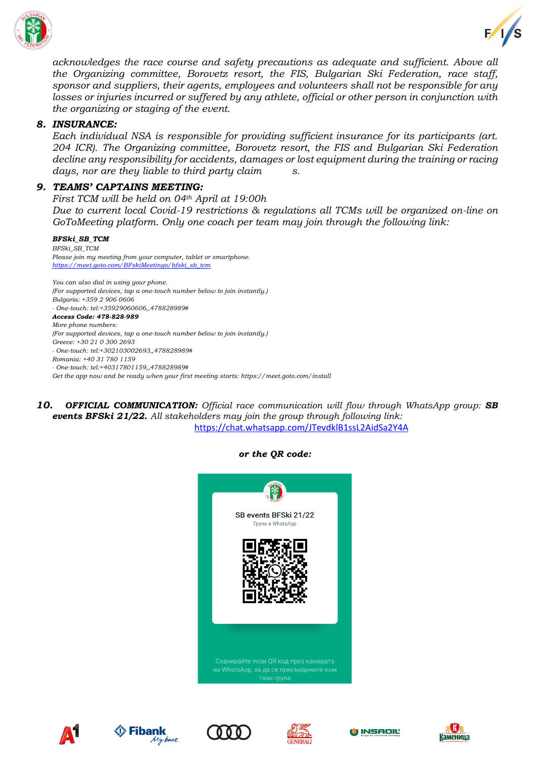*acknowledges the race course and safety precautions as adequate and sufficient. Above all the Organizing committee, Borovetz resort, the FIS, Bulgarian Ski Federation, race staff, sponsor and suppliers, their agents, employees and volunteers shall not be responsible for any losses or injuries incurred or suffered by any athlete, official or other person in conjunction with the organizing or staging of the event.*

### 8. *INSURANCE:*

*Each individual NSA is responsible for providing sufficient insurance for its participants (art. 204 ICR). The Organizing committee, Borovetz resort, the FIS and Bulgarian Ski Federation decline any responsibility for accidents, damages or lost equipment during the training or racing days, nor are they liable to third party claims.*

### 9. *TEAMS' CAPTAINS MEETING:*

*First TCM will be held on 04th April at 19:00h*

*Due to current local Covid-19 restrictions & regulations all TCMs will be organized on-line on GoToMeeting platform. Only one coach per team may join through the following link:*

***BFSki_SB_TCM***

*BFSki_SB_TCM*

*Please join my meeting from your computer, tablet or smartphone.*

*https://meet.goto.com/BFskiMeetings/bfski_sb_tcm*

*You can also dial in using your phone.*

*(For supported devices, tap a one-touch number below to join instantly.)*

*Bulgaria: +359 2 906 0606*

*- One-touch: tel:+35929060606,,478828989#*

***Access Code: 478-828-989***

*More phone numbers:*

*(For supported devices, tap a one-touch number below to join instantly.)*

*Greece: +30 21 0 300 2693*

*- One-touch: tel:+302103002693,,478828989#*

*Romania: +40 31 780 1159*

*- One-touch: tel:+40317801159,,478828989#*

*Get the app now and be ready when your first meeting starts: https://meet.goto.com/install*

### 10. ***OFFICIAL COMMUNICATION:*** *Official race communication will flow through WhatsApp group:* ***SB events BFSki 21/22.*** *All stakeholders may join the group through following link:*

https://chat.whatsapp.com/JTevdklB1ssL2AidSa2Y4A

***or the QR code:***

SB events BFSki 21/22

Група в WhatsApp

Сканирайте този QR код през камерата на WhatsApp, за да се присъедините към тази група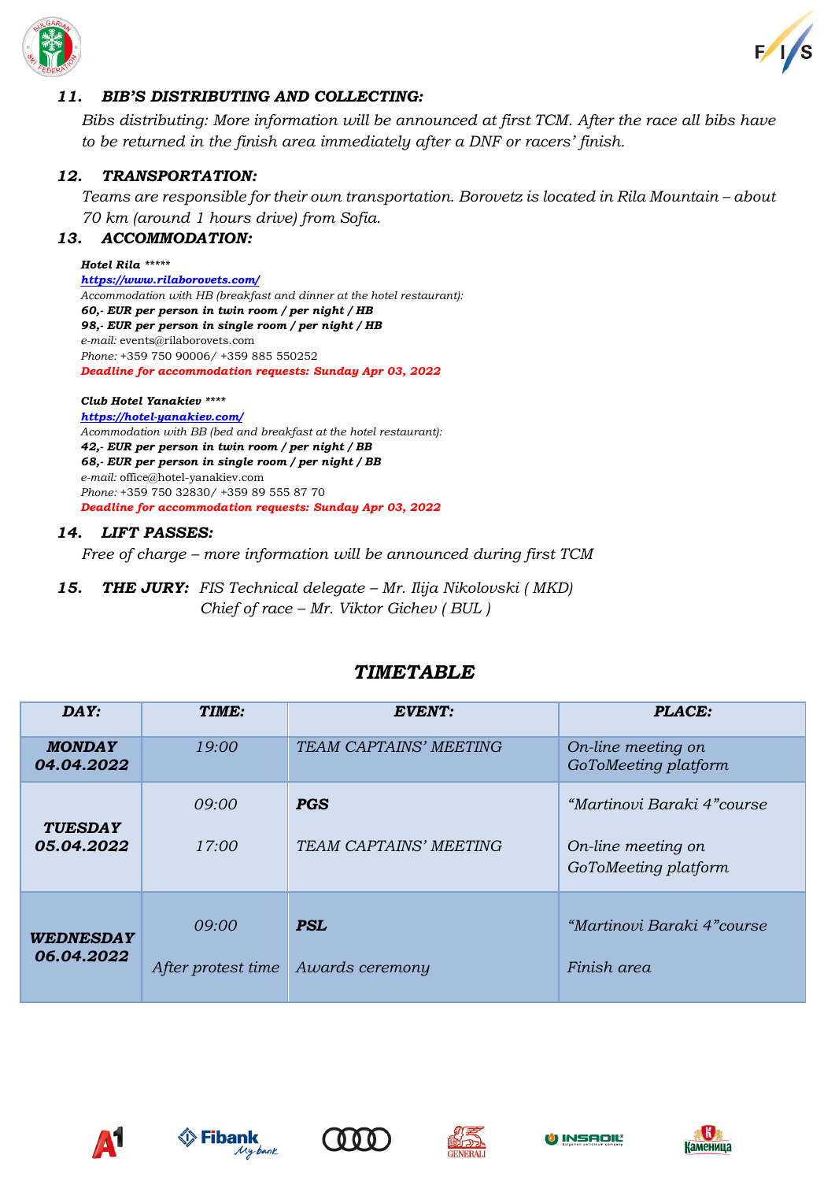### *11. BIB'S DISTRIBUTING AND COLLECTING:*

*Bibs distributing: More information will be announced at first TCM. After the race all bibs have to be returned in the finish area immediately after a DNF or racers' finish.*

### *12. TRANSPORTATION:*

*Teams are responsible for their own transportation. Borovetz is located in Rila Mountain – about 70 km (around 1 hours drive) from Sofia.*

### *13. ACCOMMODATION:*

***Hotel Rila \*\*\*\*\****
***https://www.rilaborovets.com/***
*Accommodation with HB (breakfast and dinner at the hotel restaurant):*
***60,- EUR per person in twin room / per night / HB***
***98,- EUR per person in single room / per night / HB***
*e-mail:* events@rilaborovets.com
*Phone:* +359 750 90006/ +359 885 550252
***Deadline for accommodation requests: Sunday Apr 03, 2022***

***Club Hotel Yanakiev \*\*\*\****
***https://hotel-yanakiev.com/***
*Acommodation with BB (bed and breakfast at the hotel restaurant):*
***42,- EUR per person in twin room / per night / BB***
***68,- EUR per person in single room / per night / BB***
*e-mail:* office@hotel-yanakiev.com
*Phone:* +359 750 32830/ +359 89 555 87 70
***Deadline for accommodation requests: Sunday Apr 03, 2022***

### *14. LIFT PASSES:*

*Free of charge – more information will be announced during first TCM*

***15. THE JURY:*** *FIS Technical delegate – Mr. Ilija Nikolovski ( MKD)*
*Chief of race – Mr. Viktor Gichev ( BUL )*

## *TIMETABLE*

| *DAY:* | *TIME:* | *EVENT:* | *PLACE:* |
|---|---|---|---|
| ***MONDAY 04.04.2022*** | *19:00* | *TEAM CAPTAINS' MEETING* | *On-line meeting on GoToMeeting platform* |
| ***TUESDAY 05.04.2022*** | *09:00* | ***PGS*** | *"Martinovi Baraki 4"course* |
| | *17:00* | *TEAM CAPTAINS' MEETING* | *On-line meeting on GoToMeeting platform* |
| ***WEDNESDAY 06.04.2022*** | *09:00* | ***PSL*** | *"Martinovi Baraki 4"course* |
| | *After protest time* | *Awards ceremony* | *Finish area* |